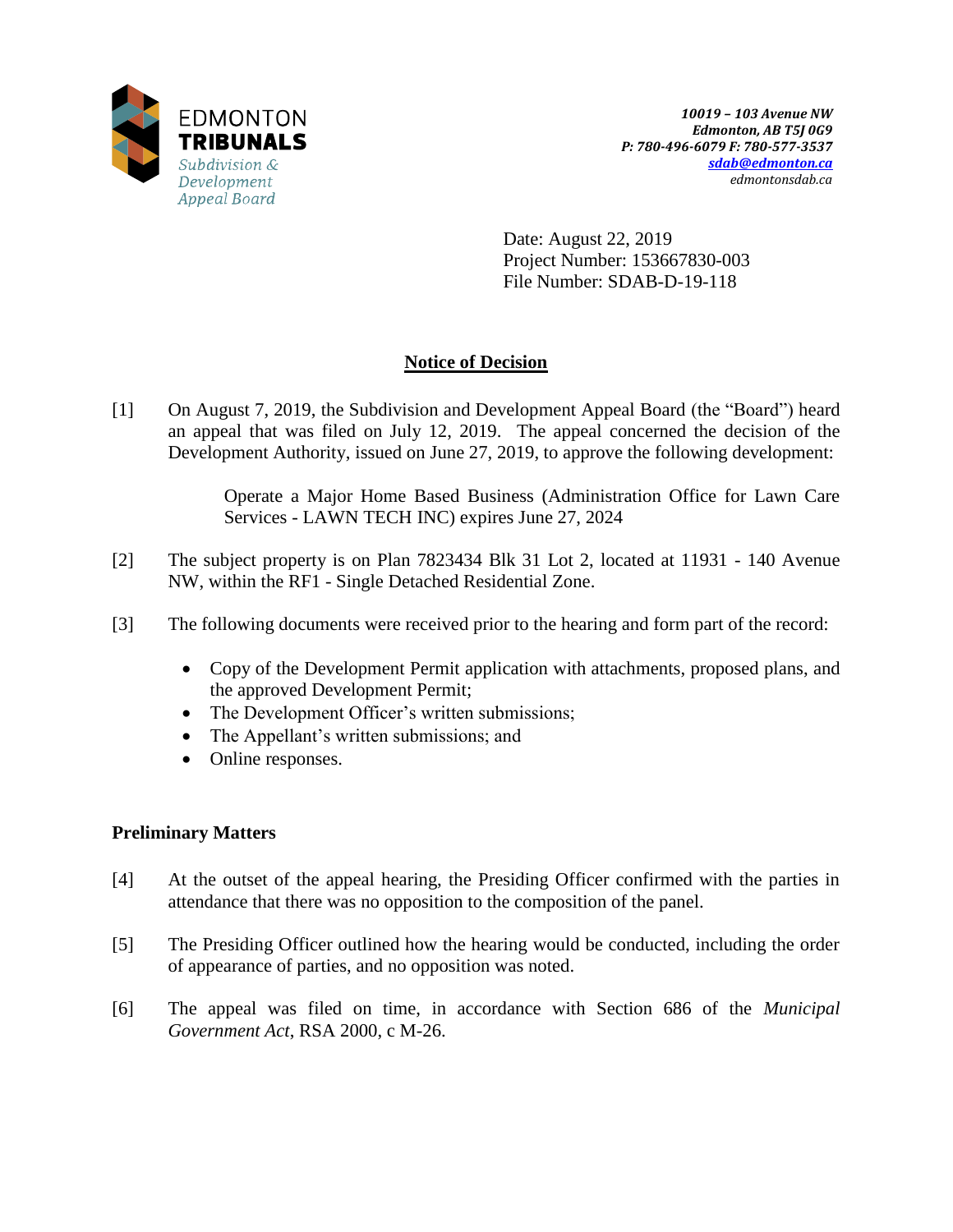EDMONTON
**TRIBUNALS**
*Subdivision & Development Appeal Board*

***10019 – 103 Avenue NW***
***Edmonton, AB T5J 0G9***
***P: 780-496-6079 F: 780-577-3537***
***sdab@edmonton.ca***
*edmontonsdab.ca*

Date: August 22, 2019
Project Number: 153667830-003
File Number: SDAB-D-19-118

## Notice of Decision

[1] On August 7, 2019, the Subdivision and Development Appeal Board (the "Board") heard an appeal that was filed on July 12, 2019. The appeal concerned the decision of the Development Authority, issued on June 27, 2019, to approve the following development:

> Operate a Major Home Based Business (Administration Office for Lawn Care Services - LAWN TECH INC) expires June 27, 2024

[2] The subject property is on Plan 7823434 Blk 31 Lot 2, located at 11931 - 140 Avenue NW, within the RF1 - Single Detached Residential Zone.

[3] The following documents were received prior to the hearing and form part of the record:

- Copy of the Development Permit application with attachments, proposed plans, and the approved Development Permit;
- The Development Officer's written submissions;
- The Appellant's written submissions; and
- Online responses.

### Preliminary Matters

[4] At the outset of the appeal hearing, the Presiding Officer confirmed with the parties in attendance that there was no opposition to the composition of the panel.

[5] The Presiding Officer outlined how the hearing would be conducted, including the order of appearance of parties, and no opposition was noted.

[6] The appeal was filed on time, in accordance with Section 686 of the *Municipal Government Act*, RSA 2000, c M-26.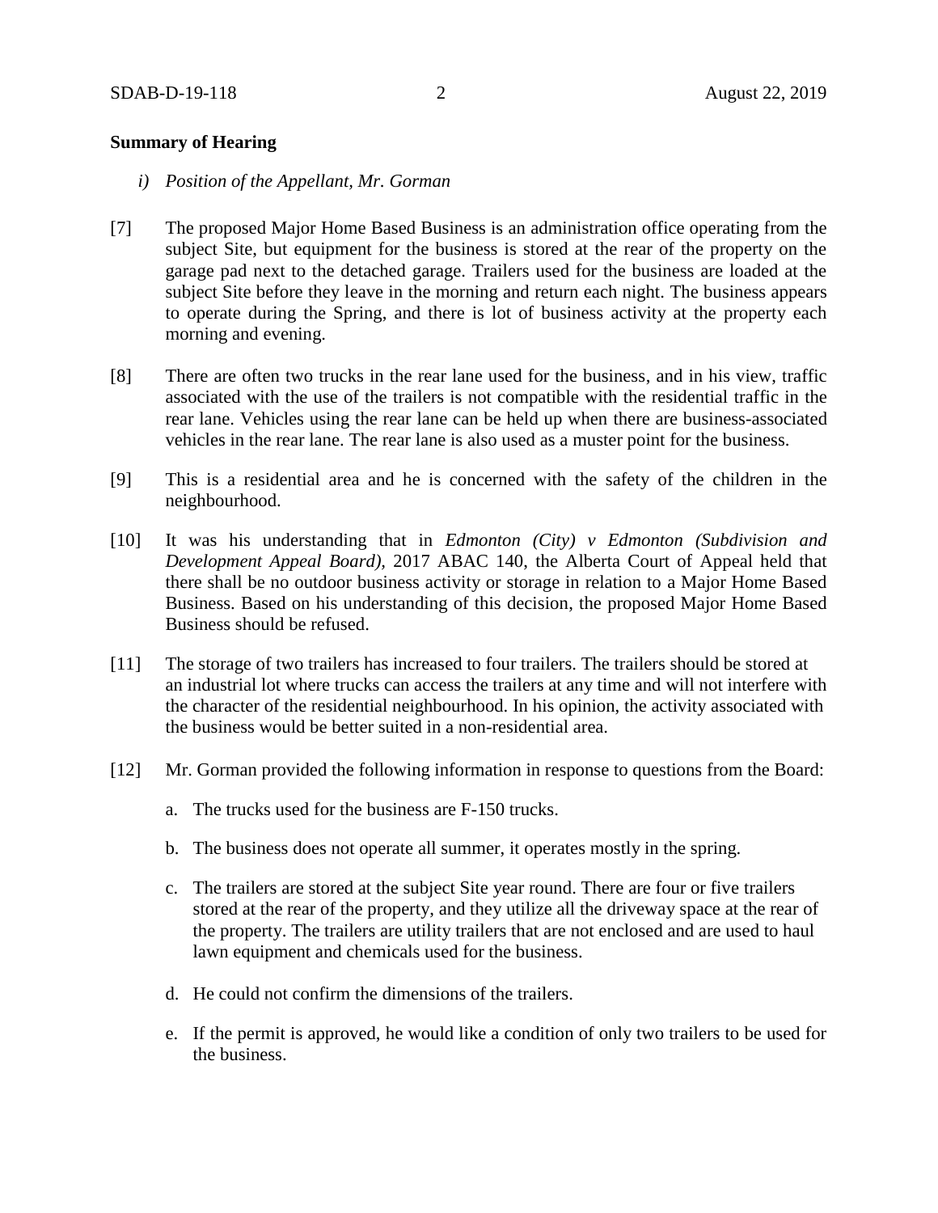**Summary of Hearing**

*i) Position of the Appellant, Mr. Gorman*

[7] The proposed Major Home Based Business is an administration office operating from the subject Site, but equipment for the business is stored at the rear of the property on the garage pad next to the detached garage. Trailers used for the business are loaded at the subject Site before they leave in the morning and return each night. The business appears to operate during the Spring, and there is lot of business activity at the property each morning and evening.

[8] There are often two trucks in the rear lane used for the business, and in his view, traffic associated with the use of the trailers is not compatible with the residential traffic in the rear lane. Vehicles using the rear lane can be held up when there are business-associated vehicles in the rear lane. The rear lane is also used as a muster point for the business.

[9] This is a residential area and he is concerned with the safety of the children in the neighbourhood.

[10] It was his understanding that in *Edmonton (City) v Edmonton (Subdivision and Development Appeal Board)*, 2017 ABAC 140, the Alberta Court of Appeal held that there shall be no outdoor business activity or storage in relation to a Major Home Based Business. Based on his understanding of this decision, the proposed Major Home Based Business should be refused.

[11] The storage of two trailers has increased to four trailers. The trailers should be stored at an industrial lot where trucks can access the trailers at any time and will not interfere with the character of the residential neighbourhood. In his opinion, the activity associated with the business would be better suited in a non-residential area.

[12] Mr. Gorman provided the following information in response to questions from the Board:

a. The trucks used for the business are F-150 trucks.

b. The business does not operate all summer, it operates mostly in the spring.

c. The trailers are stored at the subject Site year round. There are four or five trailers stored at the rear of the property, and they utilize all the driveway space at the rear of the property. The trailers are utility trailers that are not enclosed and are used to haul lawn equipment and chemicals used for the business.

d. He could not confirm the dimensions of the trailers.

e. If the permit is approved, he would like a condition of only two trailers to be used for the business.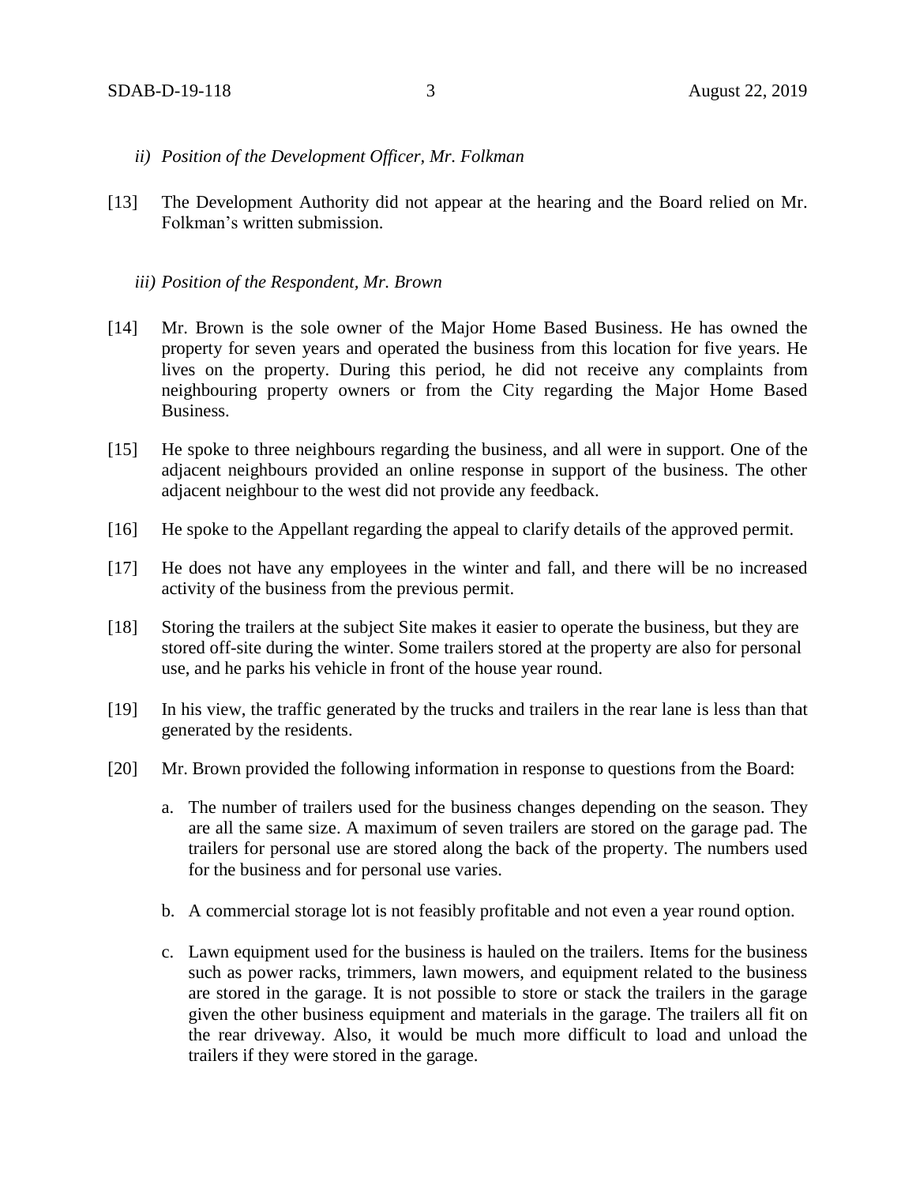*ii) Position of the Development Officer, Mr. Folkman*

[13] The Development Authority did not appear at the hearing and the Board relied on Mr. Folkman's written submission.

*iii) Position of the Respondent, Mr. Brown*

[14] Mr. Brown is the sole owner of the Major Home Based Business. He has owned the property for seven years and operated the business from this location for five years. He lives on the property. During this period, he did not receive any complaints from neighbouring property owners or from the City regarding the Major Home Based Business.

[15] He spoke to three neighbours regarding the business, and all were in support. One of the adjacent neighbours provided an online response in support of the business. The other adjacent neighbour to the west did not provide any feedback.

[16] He spoke to the Appellant regarding the appeal to clarify details of the approved permit.

[17] He does not have any employees in the winter and fall, and there will be no increased activity of the business from the previous permit.

[18] Storing the trailers at the subject Site makes it easier to operate the business, but they are stored off-site during the winter. Some trailers stored at the property are also for personal use, and he parks his vehicle in front of the house year round.

[19] In his view, the traffic generated by the trucks and trailers in the rear lane is less than that generated by the residents.

[20] Mr. Brown provided the following information in response to questions from the Board:

a. The number of trailers used for the business changes depending on the season. They are all the same size. A maximum of seven trailers are stored on the garage pad. The trailers for personal use are stored along the back of the property. The numbers used for the business and for personal use varies.

b. A commercial storage lot is not feasibly profitable and not even a year round option.

c. Lawn equipment used for the business is hauled on the trailers. Items for the business such as power racks, trimmers, lawn mowers, and equipment related to the business are stored in the garage. It is not possible to store or stack the trailers in the garage given the other business equipment and materials in the garage. The trailers all fit on the rear driveway. Also, it would be much more difficult to load and unload the trailers if they were stored in the garage.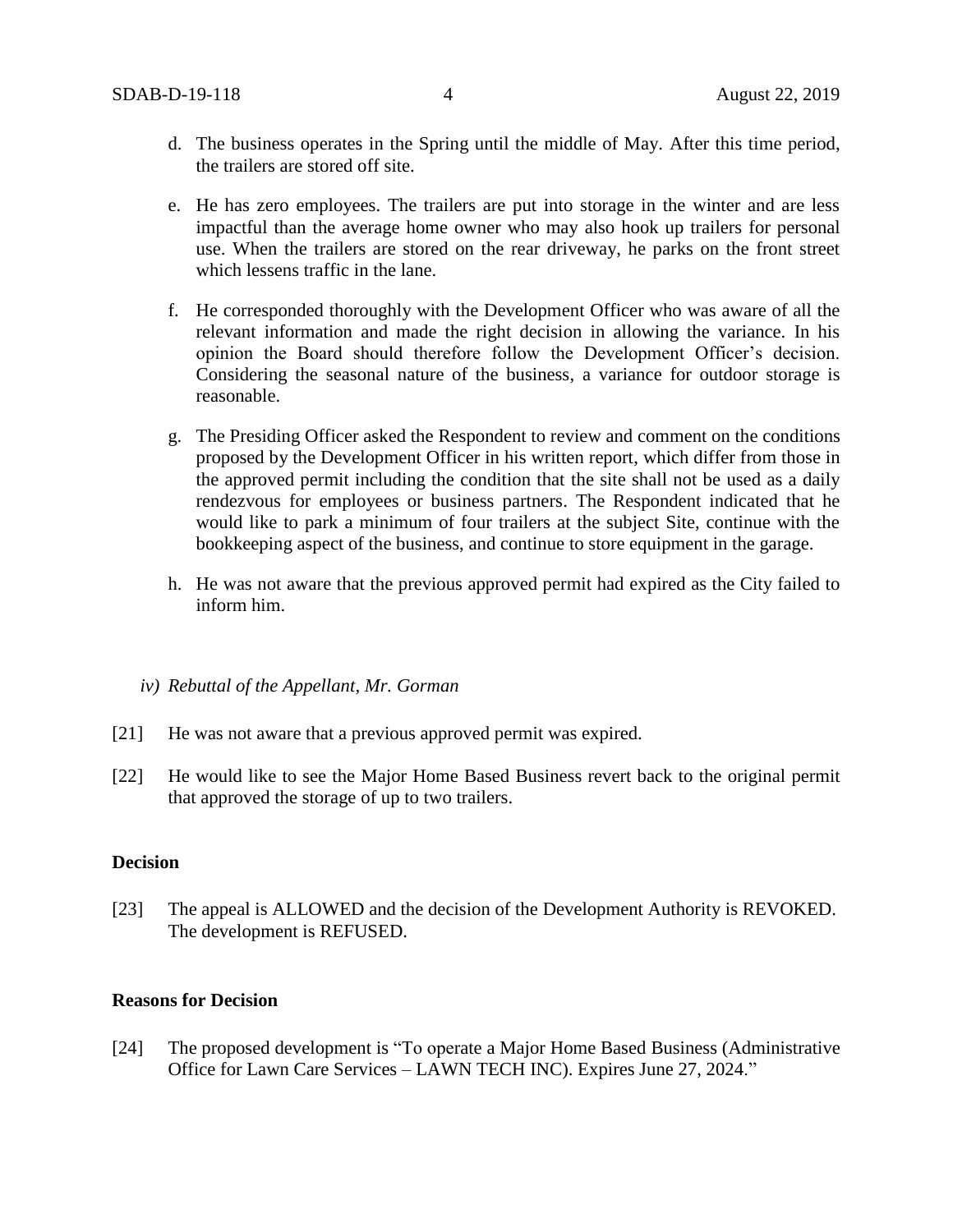d. The business operates in the Spring until the middle of May. After this time period, the trailers are stored off site.

e. He has zero employees. The trailers are put into storage in the winter and are less impactful than the average home owner who may also hook up trailers for personal use. When the trailers are stored on the rear driveway, he parks on the front street which lessens traffic in the lane.

f. He corresponded thoroughly with the Development Officer who was aware of all the relevant information and made the right decision in allowing the variance. In his opinion the Board should therefore follow the Development Officer's decision. Considering the seasonal nature of the business, a variance for outdoor storage is reasonable.

g. The Presiding Officer asked the Respondent to review and comment on the conditions proposed by the Development Officer in his written report, which differ from those in the approved permit including the condition that the site shall not be used as a daily rendezvous for employees or business partners. The Respondent indicated that he would like to park a minimum of four trailers at the subject Site, continue with the bookkeeping aspect of the business, and continue to store equipment in the garage.

h. He was not aware that the previous approved permit had expired as the City failed to inform him.

*iv) Rebuttal of the Appellant, Mr. Gorman*

[21] He was not aware that a previous approved permit was expired.

[22] He would like to see the Major Home Based Business revert back to the original permit that approved the storage of up to two trailers.

**Decision**

[23] The appeal is ALLOWED and the decision of the Development Authority is REVOKED. The development is REFUSED.

**Reasons for Decision**

[24] The proposed development is "To operate a Major Home Based Business (Administrative Office for Lawn Care Services – LAWN TECH INC). Expires June 27, 2024."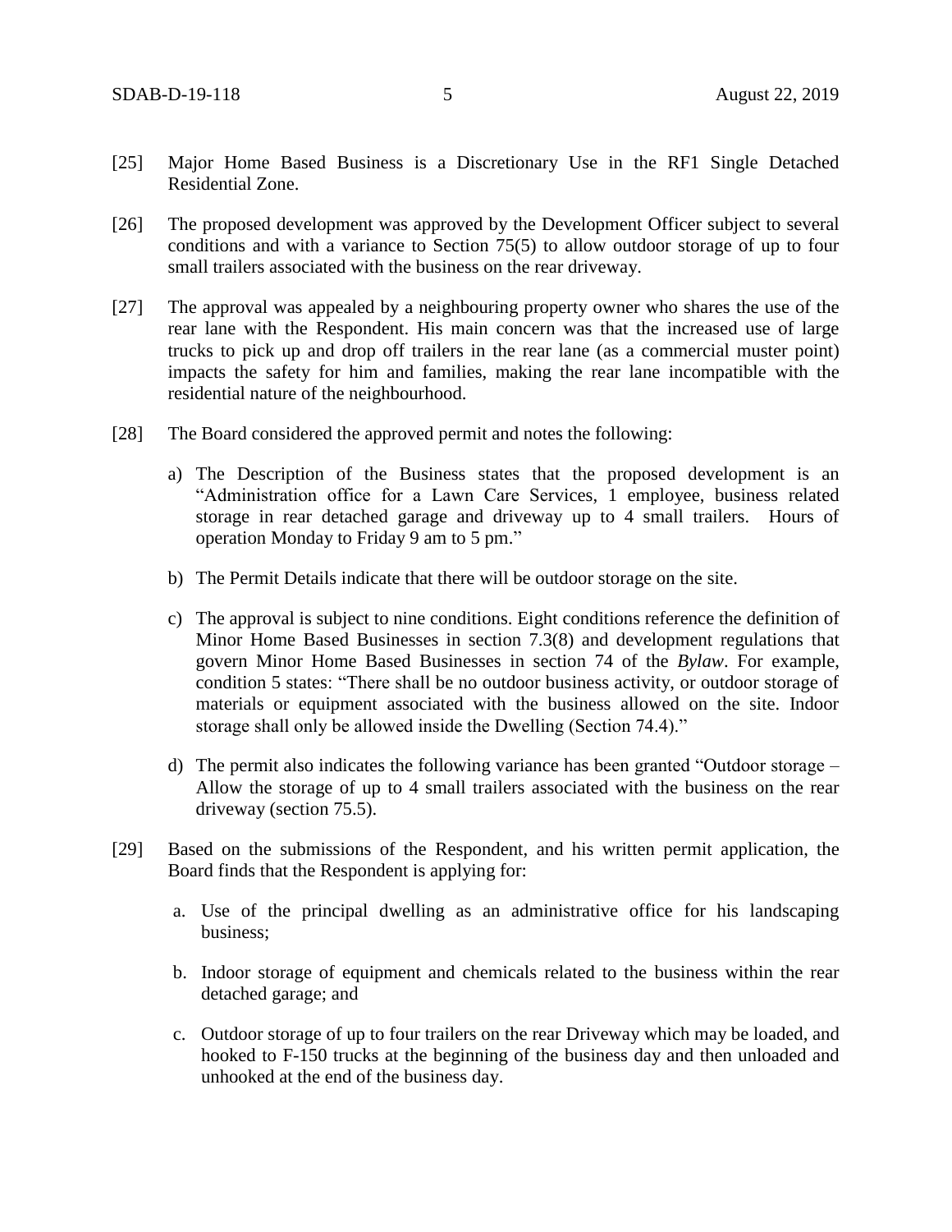[25] Major Home Based Business is a Discretionary Use in the RF1 Single Detached Residential Zone.

[26] The proposed development was approved by the Development Officer subject to several conditions and with a variance to Section 75(5) to allow outdoor storage of up to four small trailers associated with the business on the rear driveway.

[27] The approval was appealed by a neighbouring property owner who shares the use of the rear lane with the Respondent. His main concern was that the increased use of large trucks to pick up and drop off trailers in the rear lane (as a commercial muster point) impacts the safety for him and families, making the rear lane incompatible with the residential nature of the neighbourhood.

[28] The Board considered the approved permit and notes the following:

a) The Description of the Business states that the proposed development is an "Administration office for a Lawn Care Services, 1 employee, business related storage in rear detached garage and driveway up to 4 small trailers. Hours of operation Monday to Friday 9 am to 5 pm."

b) The Permit Details indicate that there will be outdoor storage on the site.

c) The approval is subject to nine conditions. Eight conditions reference the definition of Minor Home Based Businesses in section 7.3(8) and development regulations that govern Minor Home Based Businesses in section 74 of the *Bylaw*. For example, condition 5 states: "There shall be no outdoor business activity, or outdoor storage of materials or equipment associated with the business allowed on the site. Indoor storage shall only be allowed inside the Dwelling (Section 74.4)."

d) The permit also indicates the following variance has been granted "Outdoor storage – Allow the storage of up to 4 small trailers associated with the business on the rear driveway (section 75.5).

[29] Based on the submissions of the Respondent, and his written permit application, the Board finds that the Respondent is applying for:

a. Use of the principal dwelling as an administrative office for his landscaping business;

b. Indoor storage of equipment and chemicals related to the business within the rear detached garage; and

c. Outdoor storage of up to four trailers on the rear Driveway which may be loaded, and hooked to F-150 trucks at the beginning of the business day and then unloaded and unhooked at the end of the business day.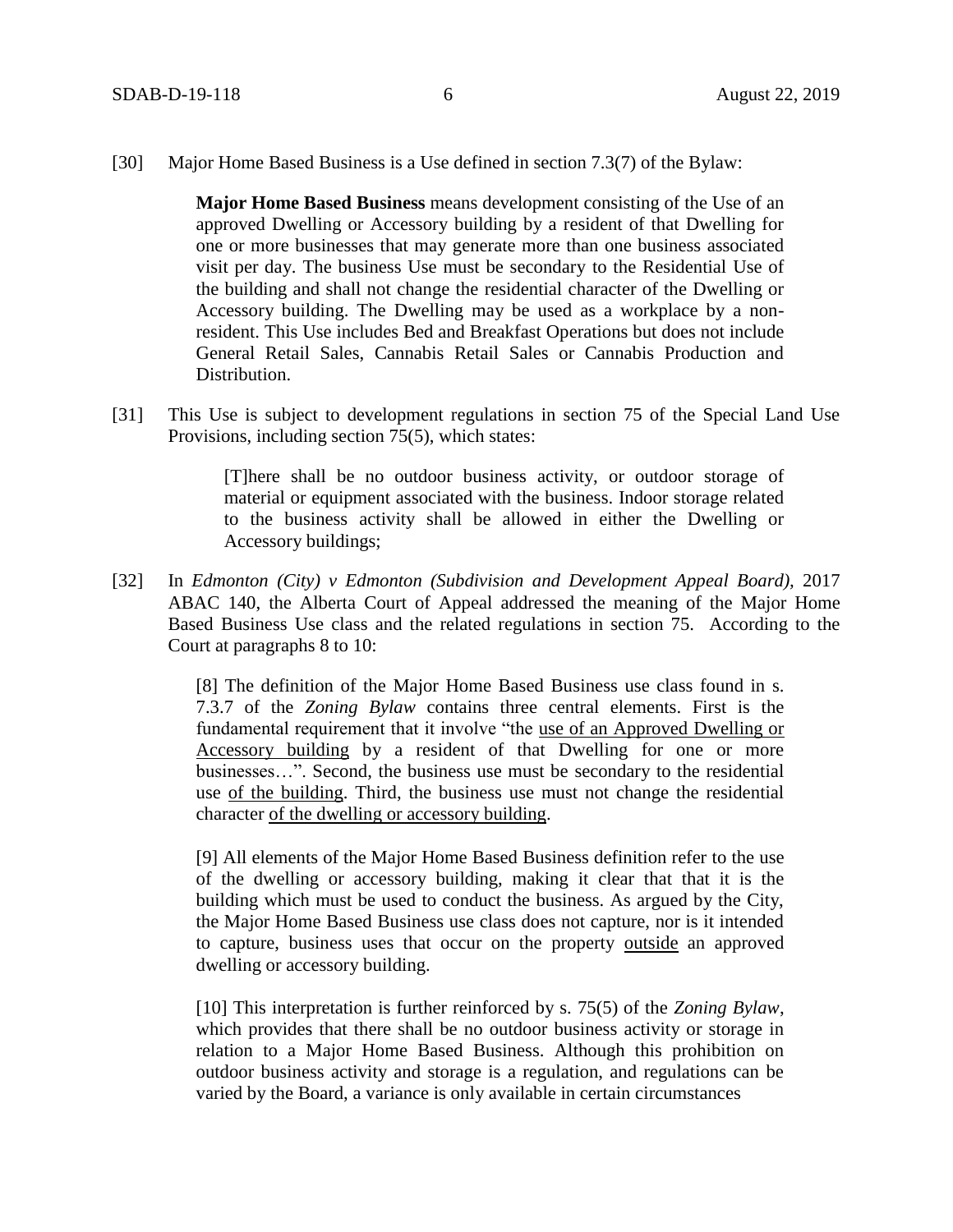[30] Major Home Based Business is a Use defined in section 7.3(7) of the Bylaw:

> **Major Home Based Business** means development consisting of the Use of an approved Dwelling or Accessory building by a resident of that Dwelling for one or more businesses that may generate more than one business associated visit per day. The business Use must be secondary to the Residential Use of the building and shall not change the residential character of the Dwelling or Accessory building. The Dwelling may be used as a workplace by a non-resident. This Use includes Bed and Breakfast Operations but does not include General Retail Sales, Cannabis Retail Sales or Cannabis Production and Distribution.

[31] This Use is subject to development regulations in section 75 of the Special Land Use Provisions, including section 75(5), which states:

> [T]here shall be no outdoor business activity, or outdoor storage of material or equipment associated with the business. Indoor storage related to the business activity shall be allowed in either the Dwelling or Accessory buildings;

[32] In *Edmonton (City) v Edmonton (Subdivision and Development Appeal Board)*, 2017 ABAC 140, the Alberta Court of Appeal addressed the meaning of the Major Home Based Business Use class and the related regulations in section 75. According to the Court at paragraphs 8 to 10:

> [8] The definition of the Major Home Based Business use class found in s. 7.3.7 of the *Zoning Bylaw* contains three central elements. First is the fundamental requirement that it involve "the <u>use of an Approved Dwelling or Accessory building</u> by a resident of that Dwelling for one or more businesses…". Second, the business use must be secondary to the residential use <u>of the building</u>. Third, the business use must not change the residential character <u>of the dwelling or accessory building</u>.
>
> [9] All elements of the Major Home Based Business definition refer to the use of the dwelling or accessory building, making it clear that that it is the building which must be used to conduct the business. As argued by the City, the Major Home Based Business use class does not capture, nor is it intended to capture, business uses that occur on the property <u>outside</u> an approved dwelling or accessory building.
>
> [10] This interpretation is further reinforced by s. 75(5) of the *Zoning Bylaw*, which provides that there shall be no outdoor business activity or storage in relation to a Major Home Based Business. Although this prohibition on outdoor business activity and storage is a regulation, and regulations can be varied by the Board, a variance is only available in certain circumstances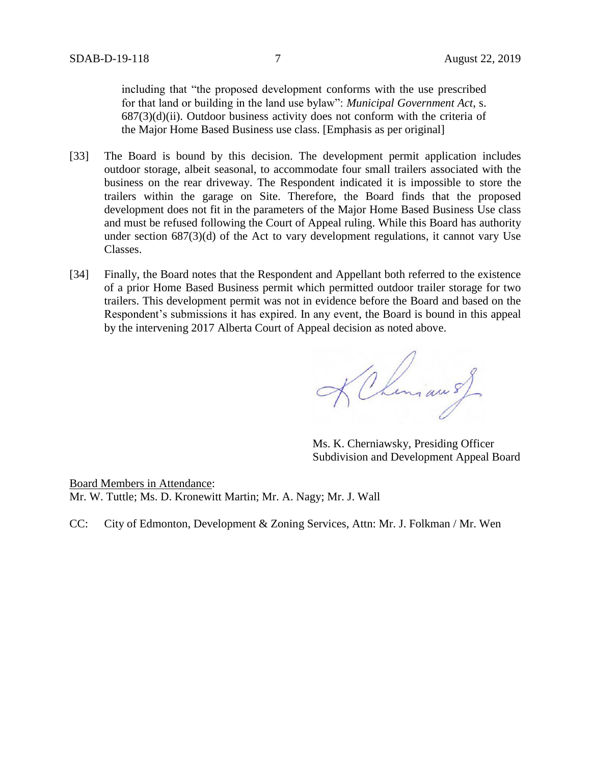> including that "the proposed development conforms with the use prescribed for that land or building in the land use bylaw": *Municipal Government Act*, s. 687(3)(d)(ii). Outdoor business activity does not conform with the criteria of the Major Home Based Business use class. [Emphasis as per original]

[33] The Board is bound by this decision. The development permit application includes outdoor storage, albeit seasonal, to accommodate four small trailers associated with the business on the rear driveway. The Respondent indicated it is impossible to store the trailers within the garage on Site. Therefore, the Board finds that the proposed development does not fit in the parameters of the Major Home Based Business Use class and must be refused following the Court of Appeal ruling. While this Board has authority under section 687(3)(d) of the Act to vary development regulations, it cannot vary Use Classes.

[34] Finally, the Board notes that the Respondent and Appellant both referred to the existence of a prior Home Based Business permit which permitted outdoor trailer storage for two trailers. This development permit was not in evidence before the Board and based on the Respondent's submissions it has expired. In any event, the Board is bound in this appeal by the intervening 2017 Alberta Court of Appeal decision as noted above.

Ms. K. Cherniawsky, Presiding Officer
Subdivision and Development Appeal Board

Board Members in Attendance:
Mr. W. Tuttle; Ms. D. Kronewitt Martin; Mr. A. Nagy; Mr. J. Wall

CC: City of Edmonton, Development & Zoning Services, Attn: Mr. J. Folkman / Mr. Wen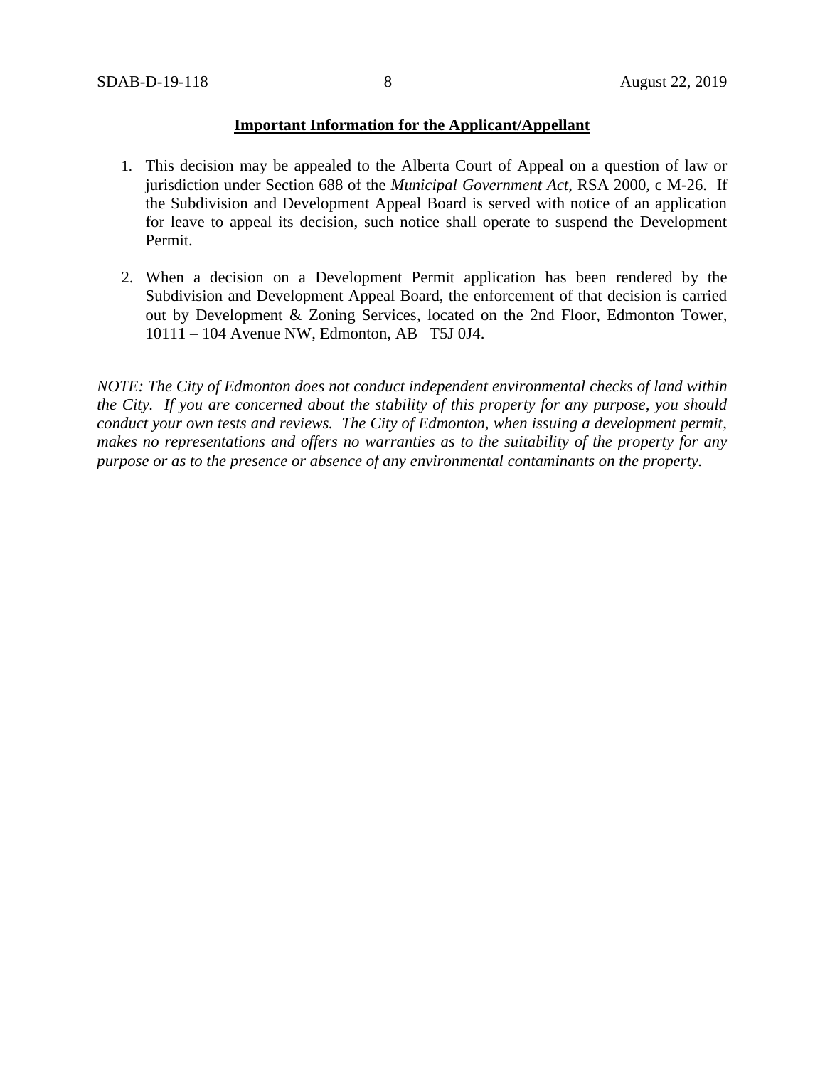**Important Information for the Applicant/Appellant**

1. This decision may be appealed to the Alberta Court of Appeal on a question of law or jurisdiction under Section 688 of the *Municipal Government Act*, RSA 2000, c M-26. If the Subdivision and Development Appeal Board is served with notice of an application for leave to appeal its decision, such notice shall operate to suspend the Development Permit.

2. When a decision on a Development Permit application has been rendered by the Subdivision and Development Appeal Board, the enforcement of that decision is carried out by Development & Zoning Services, located on the 2nd Floor, Edmonton Tower, 10111 – 104 Avenue NW, Edmonton, AB T5J 0J4.

*NOTE: The City of Edmonton does not conduct independent environmental checks of land within the City. If you are concerned about the stability of this property for any purpose, you should conduct your own tests and reviews. The City of Edmonton, when issuing a development permit, makes no representations and offers no warranties as to the suitability of the property for any purpose or as to the presence or absence of any environmental contaminants on the property.*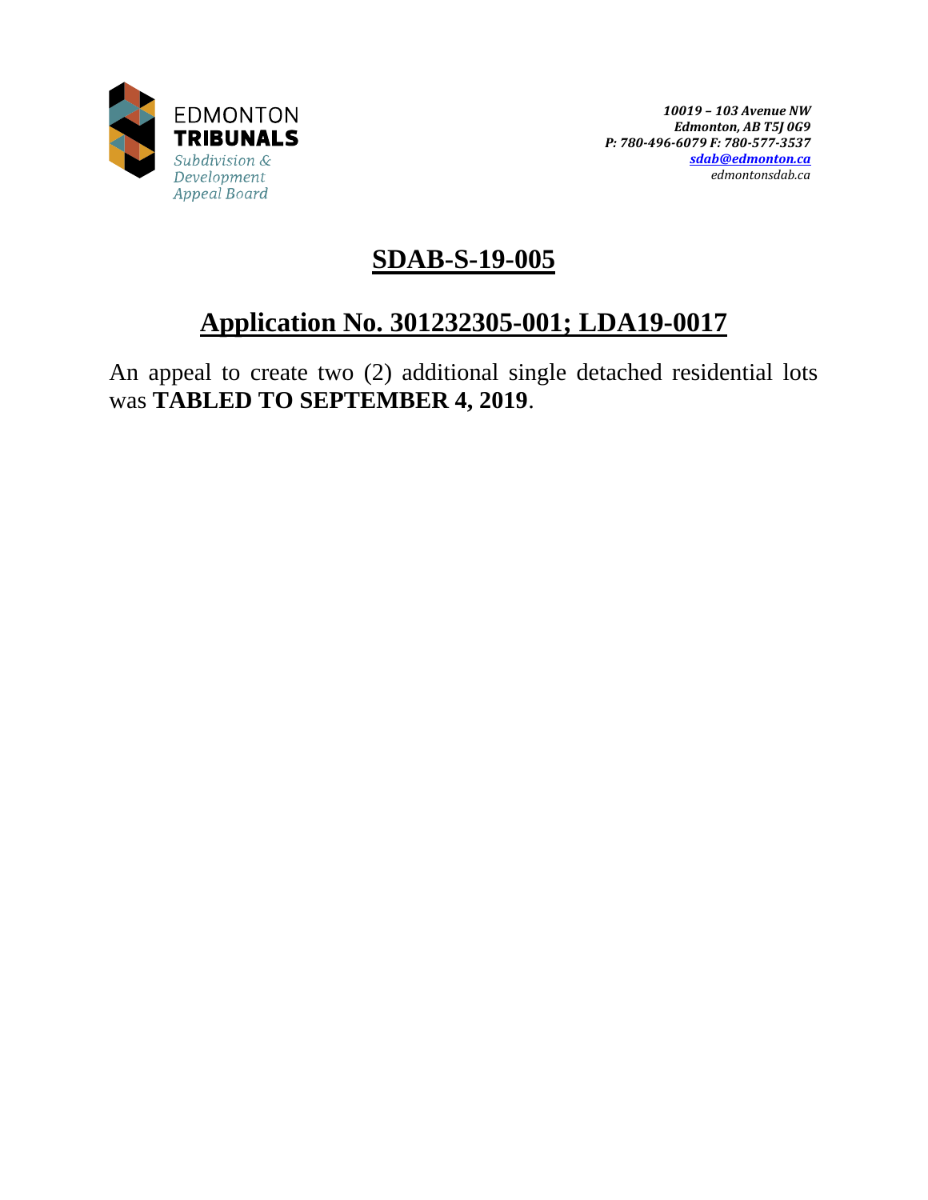EDMONTON
**TRIBUNALS**
*Subdivision & Development Appeal Board*

***10019 – 103 Avenue NW***
***Edmonton, AB T5J 0G9***
***P: 780-496-6079 F: 780-577-3537***
***sdab@edmonton.ca***
*edmontonsdab.ca*

# SDAB-S-19-005

## Application No. 301232305-001; LDA19-0017

An appeal to create two (2) additional single detached residential lots was **TABLED TO SEPTEMBER 4, 2019**.